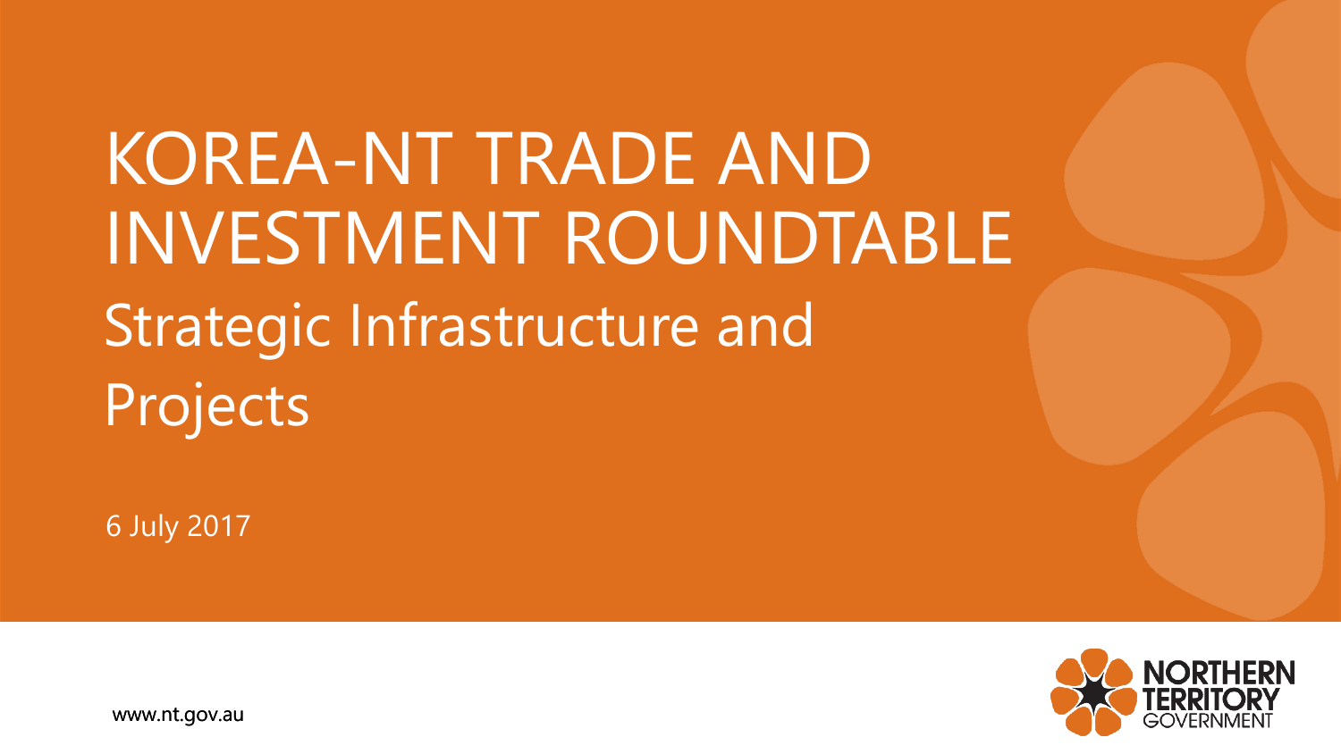# KOREA-NT TRADE AND INVESTMENT ROUNDTABLE

## Strategic Infrastructure and Projects

6 July 2017

www.nt.gov.au

NORTHERN TERRITORY GOVERNMENT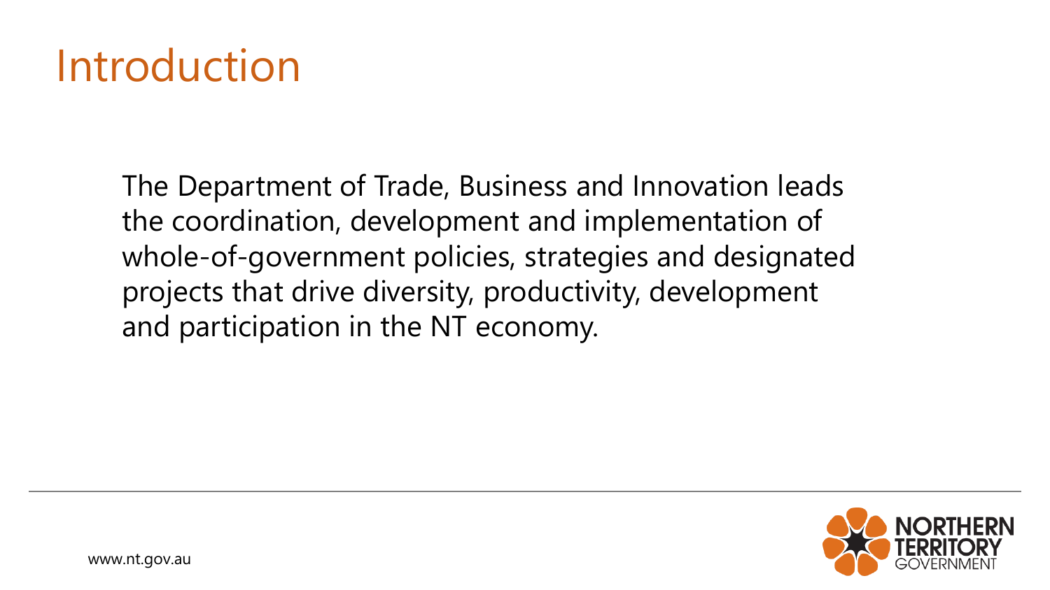# Introduction

The Department of Trade, Business and Innovation leads the coordination, development and implementation of whole-of-government policies, strategies and designated projects that drive diversity, productivity, development and participation in the NT economy.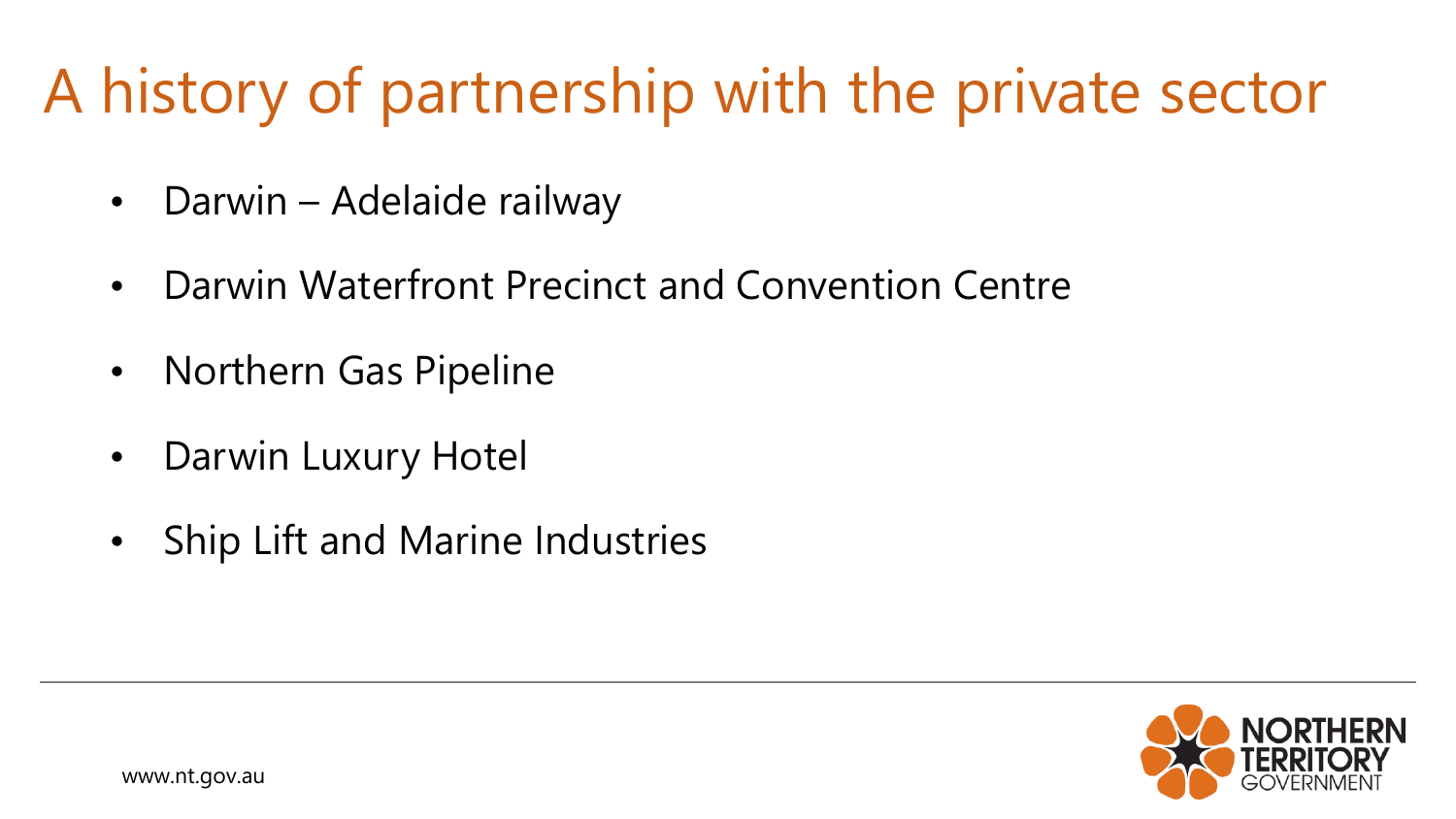# A history of partnership with the private sector

- Darwin – Adelaide railway
- Darwin Waterfront Precinct and Convention Centre
- Northern Gas Pipeline
- Darwin Luxury Hotel
- Ship Lift and Marine Industries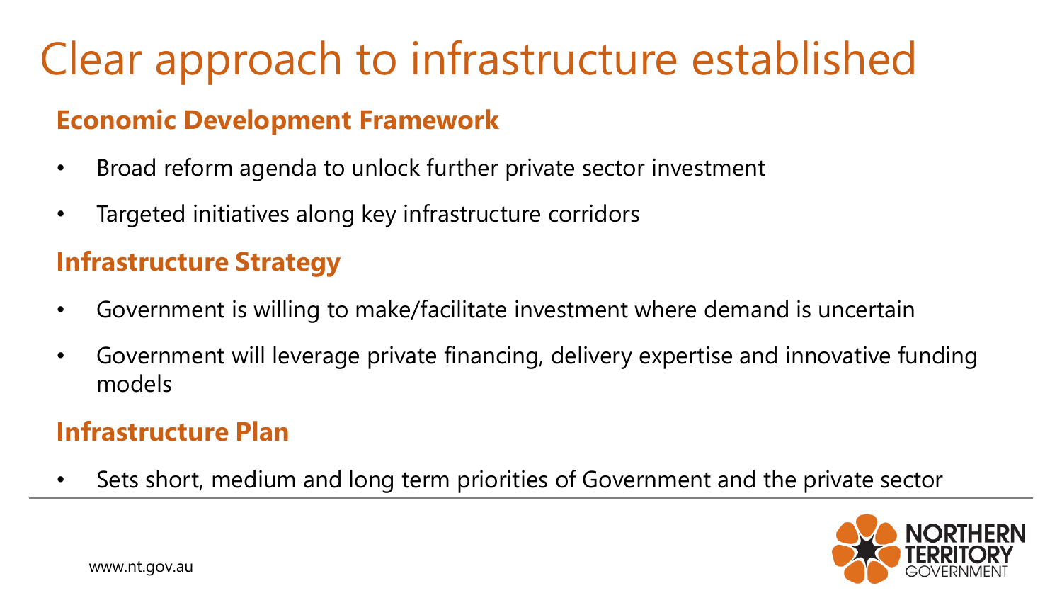# Clear approach to infrastructure established

## Economic Development Framework

- Broad reform agenda to unlock further private sector investment
- Targeted initiatives along key infrastructure corridors

## Infrastructure Strategy

- Government is willing to make/facilitate investment where demand is uncertain
- Government will leverage private financing, delivery expertise and innovative funding models

## Infrastructure Plan

- Sets short, medium and long term priorities of Government and the private sector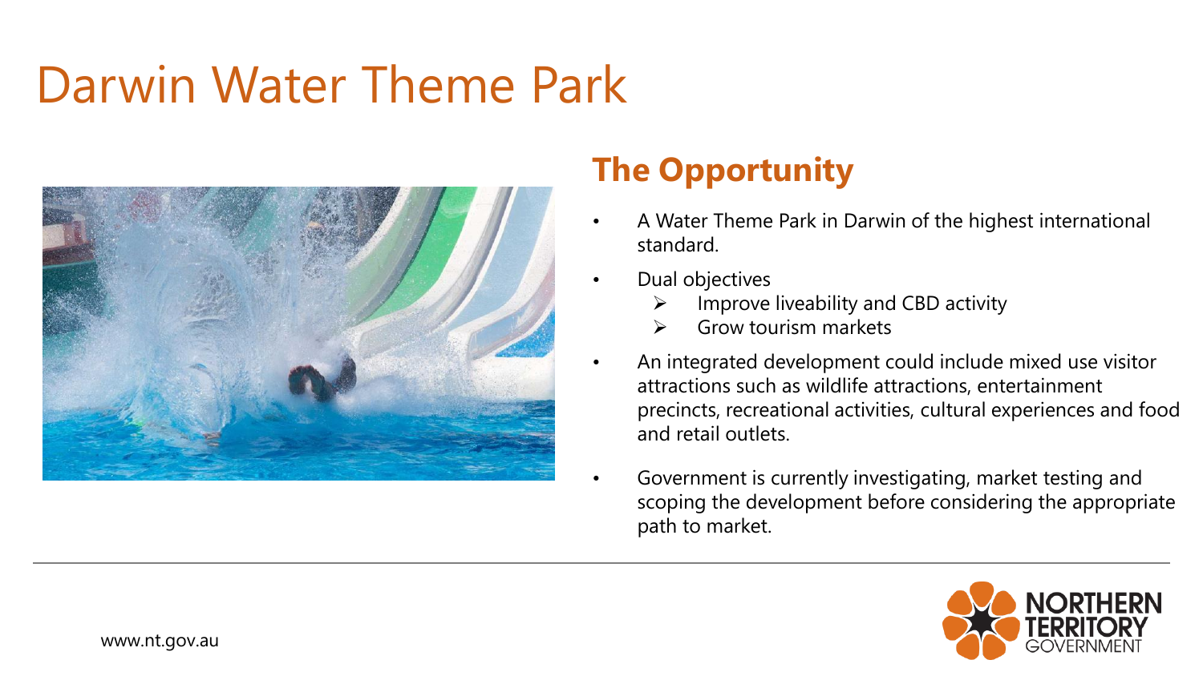# Darwin Water Theme Park

## The Opportunity

- A Water Theme Park in Darwin of the highest international standard.
- Dual objectives
  - Improve liveability and CBD activity
  - Grow tourism markets
- An integrated development could include mixed use visitor attractions such as wildlife attractions, entertainment precincts, recreational activities, cultural experiences and food and retail outlets.
- Government is currently investigating, market testing and scoping the development before considering the appropriate path to market.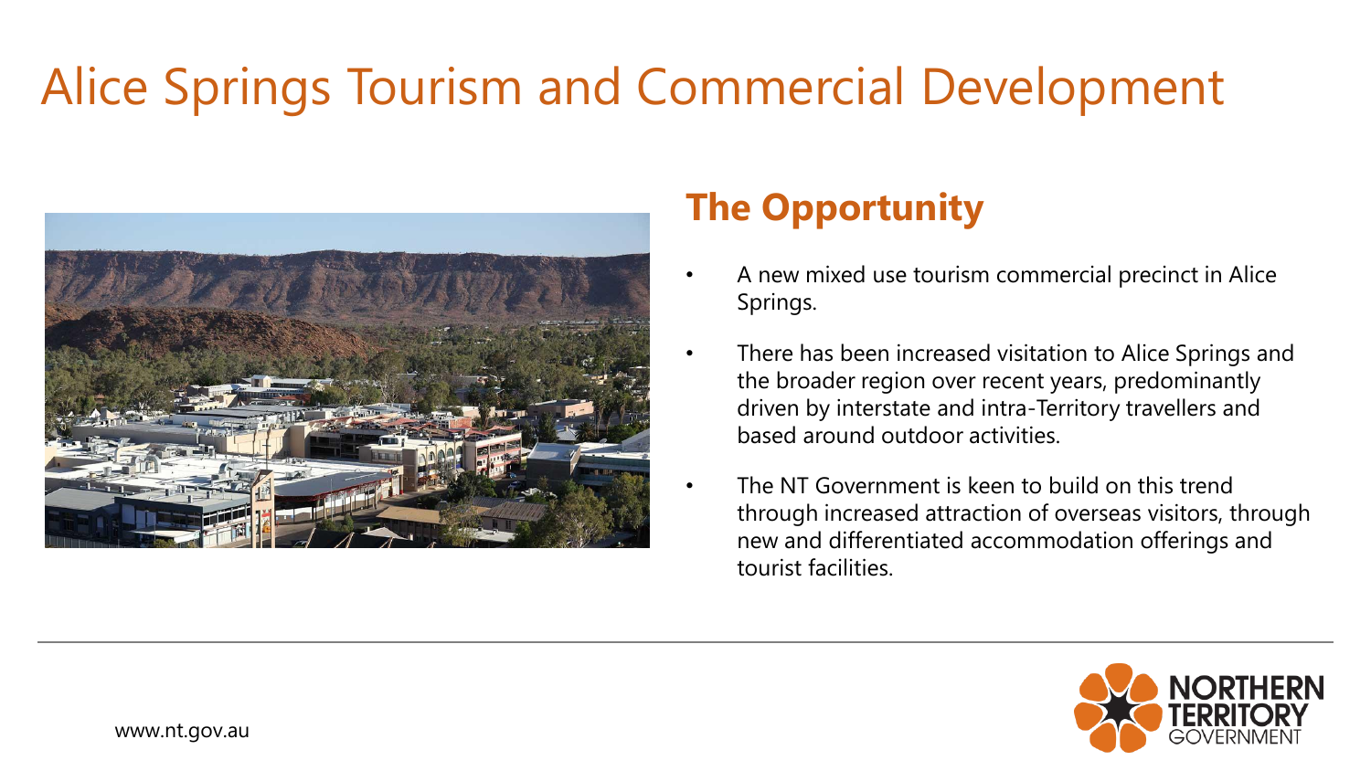# Alice Springs Tourism and Commercial Development

## The Opportunity

- A new mixed use tourism commercial precinct in Alice Springs.
- There has been increased visitation to Alice Springs and the broader region over recent years, predominantly driven by interstate and intra-Territory travellers and based around outdoor activities.
- The NT Government is keen to build on this trend through increased attraction of overseas visitors, through new and differentiated accommodation offerings and tourist facilities.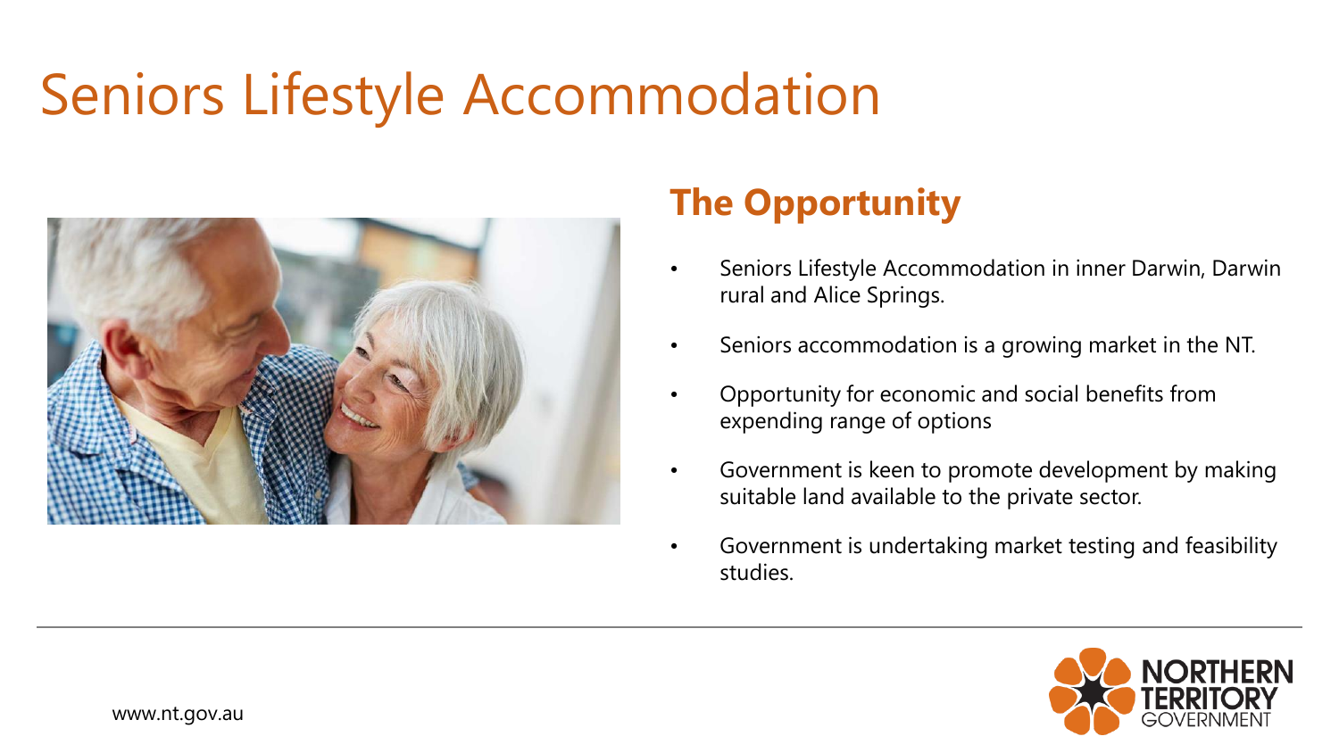# Seniors Lifestyle Accommodation

## The Opportunity

- Seniors Lifestyle Accommodation in inner Darwin, Darwin rural and Alice Springs.
- Seniors accommodation is a growing market in the NT.
- Opportunity for economic and social benefits from expending range of options
- Government is keen to promote development by making suitable land available to the private sector.
- Government is undertaking market testing and feasibility studies.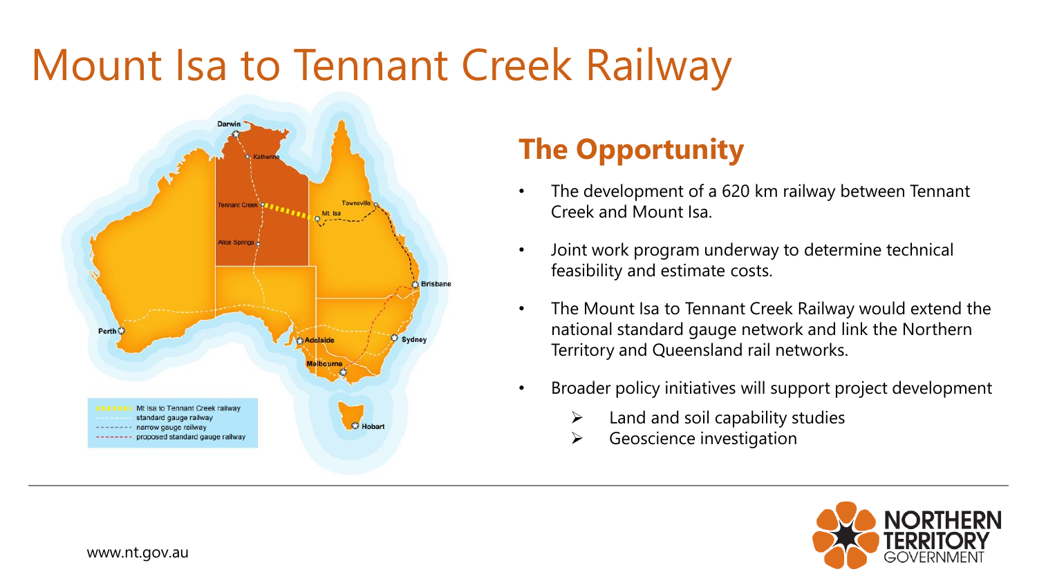# Mount Isa to Tennant Creek Railway

## The Opportunity

- The development of a 620 km railway between Tennant Creek and Mount Isa.
- Joint work program underway to determine technical feasibility and estimate costs.
- The Mount Isa to Tennant Creek Railway would extend the national standard gauge network and link the Northern Territory and Queensland rail networks.
- Broader policy initiatives will support project development
  - Land and soil capability studies
  - Geoscience investigation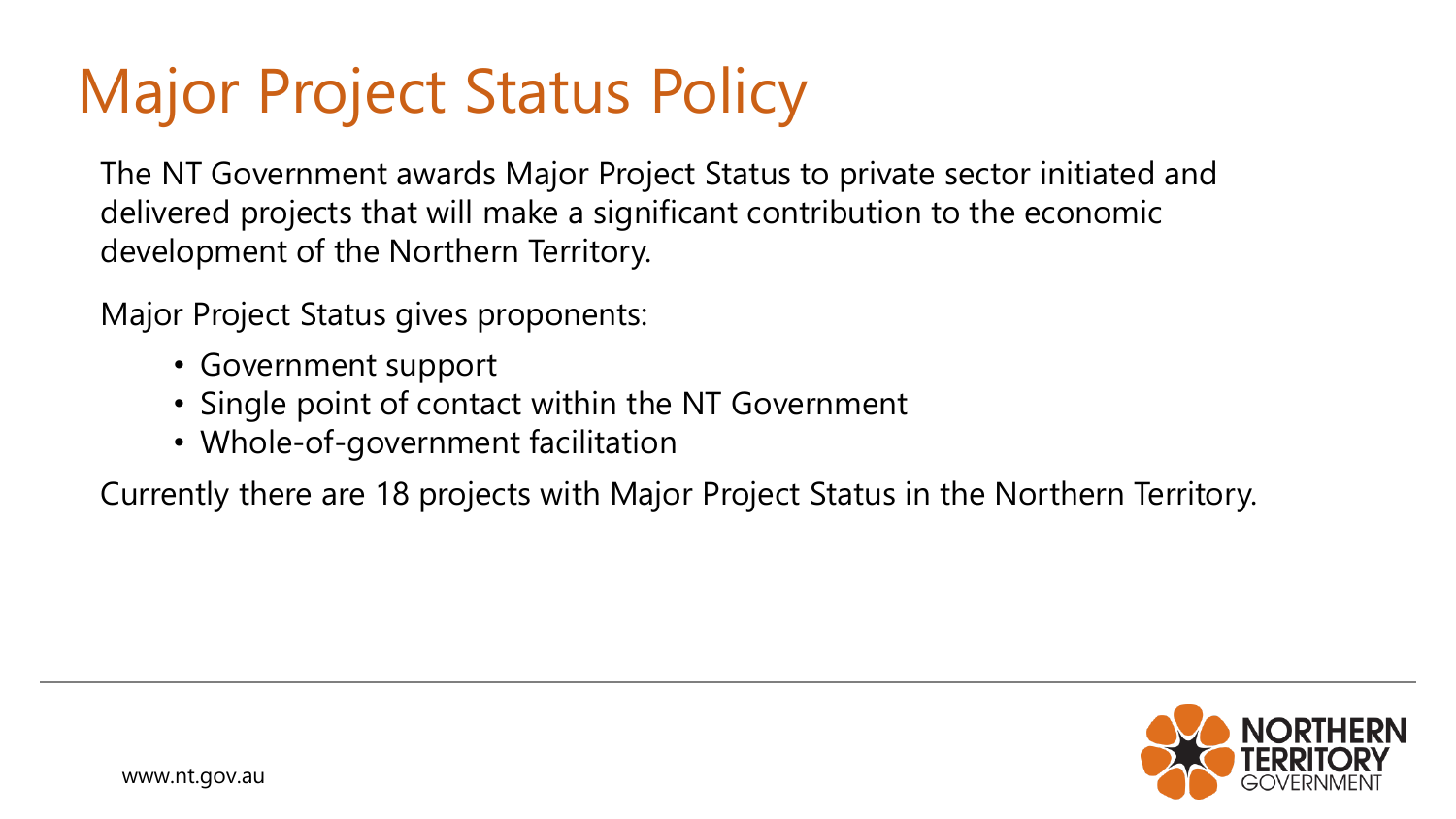# Major Project Status Policy

The NT Government awards Major Project Status to private sector initiated and delivered projects that will make a significant contribution to the economic development of the Northern Territory.

Major Project Status gives proponents:

- Government support
- Single point of contact within the NT Government
- Whole-of-government facilitation

Currently there are 18 projects with Major Project Status in the Northern Territory.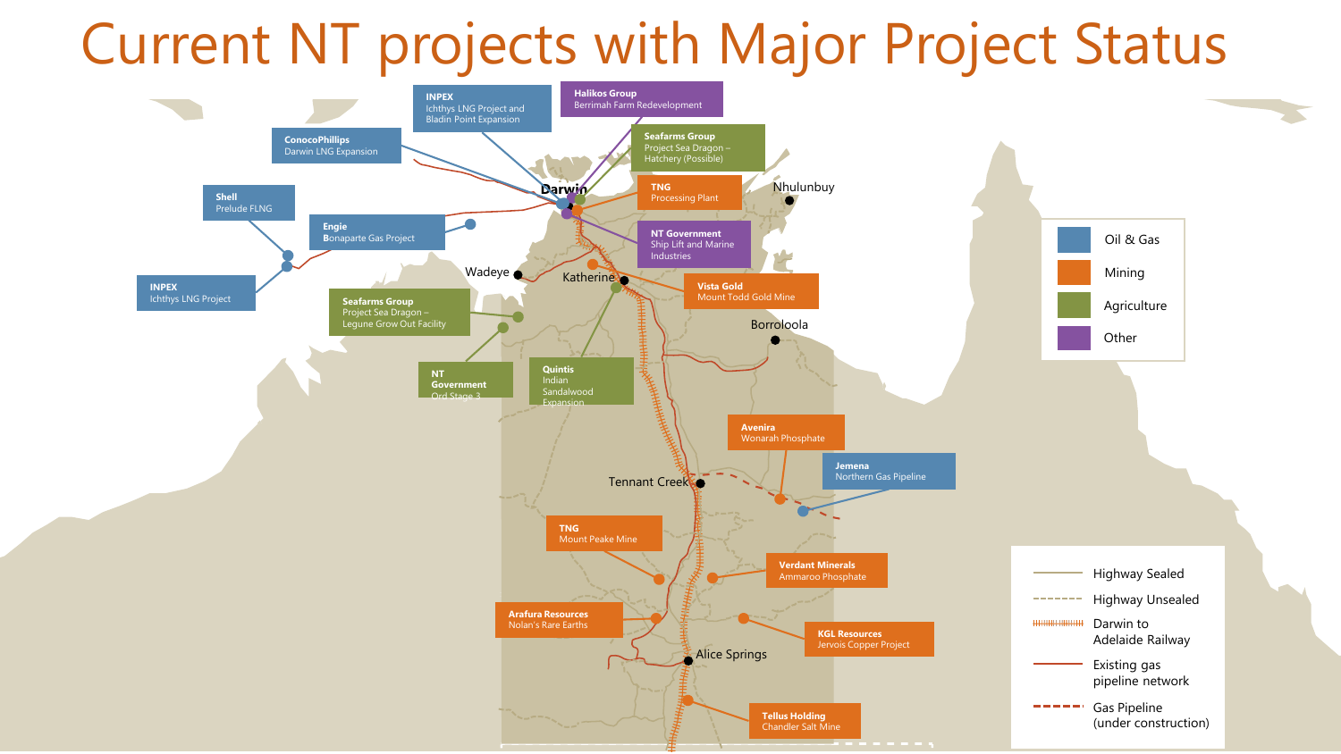# Current NT projects with Major Project Status

**INPEX**
Ichthys LNG Project and Bladin Point Expansion

**Halikos Group**
Berrimah Farm Redevelopment

**ConocoPhillips**
Darwin LNG Expansion

**Seafarms Group**
Project Sea Dragon – Hatchery (Possible)

**Shell**
Prelude FLNG

**TNG**
Processing Plant

**Engie**
Bonaparte Gas Project

**NT Government**
Ship Lift and Marine Industries

**INPEX**
Ichthys LNG Project

**Seafarms Group**
Project Sea Dragon – Legune Grow Out Facility

**Vista Gold**
Mount Todd Gold Mine

**NT Government**
Ord Stage 3

**Quintis**
Indian Sandalwood Expansion

**Avenira**
Wonarah Phosphate

**Jemena**
Northern Gas Pipeline

**TNG**
Mount Peake Mine

**Verdant Minerals**
Ammaroo Phosphate

**Arafura Resources**
Nolan's Rare Earths

**KGL Resources**
Jervois Copper Project

**Tellus Holding**
Chandler Salt Mine

Darwin
Nhulunbuy
Wadeye
Katherine
Borroloola
Tennant Creek
Alice Springs

Oil & Gas
Mining
Agriculture
Other

Highway Sealed
Highway Unsealed
Darwin to Adelaide Railway
Existing gas pipeline network
Gas Pipeline (under construction)